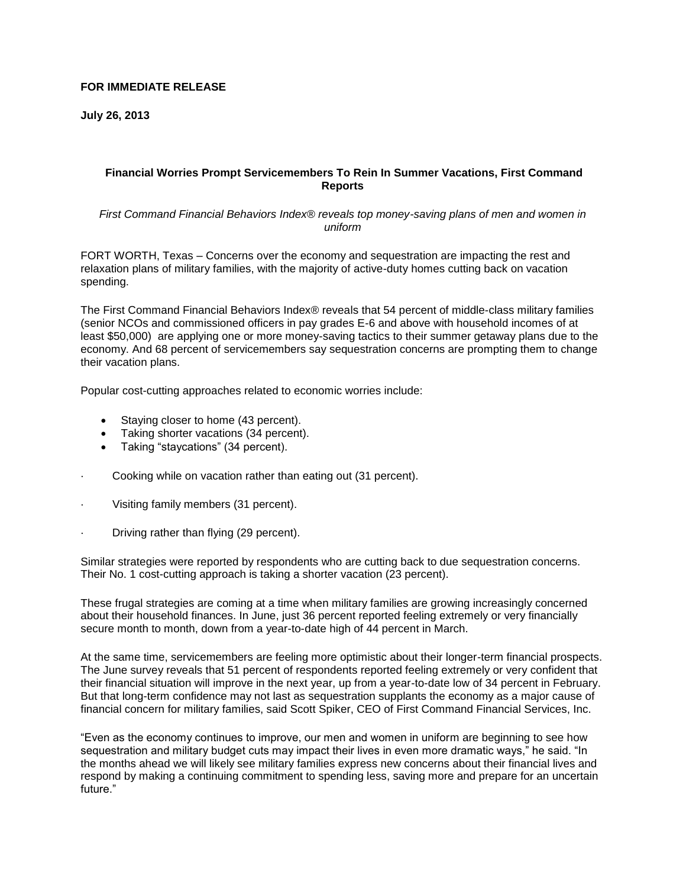**FOR IMMEDIATE RELEASE**

**July 26, 2013**

## Financial Worries Prompt Servicemembers To Rein In Summer Vacations, First Command Reports

*First Command Financial Behaviors Index® reveals top money-saving plans of men and women in uniform*

FORT WORTH, Texas – Concerns over the economy and sequestration are impacting the rest and relaxation plans of military families, with the majority of active-duty homes cutting back on vacation spending.

The First Command Financial Behaviors Index® reveals that 54 percent of middle-class military families (senior NCOs and commissioned officers in pay grades E-6 and above with household incomes of at least $50,000) are applying one or more money-saving tactics to their summer getaway plans due to the economy. And 68 percent of servicemembers say sequestration concerns are prompting them to change their vacation plans.

Popular cost-cutting approaches related to economic worries include:

- Staying closer to home (43 percent).
- Taking shorter vacations (34 percent).
- Taking "staycations" (34 percent).
- Cooking while on vacation rather than eating out (31 percent).
- Visiting family members (31 percent).
- Driving rather than flying (29 percent).

Similar strategies were reported by respondents who are cutting back to due sequestration concerns. Their No. 1 cost-cutting approach is taking a shorter vacation (23 percent).

These frugal strategies are coming at a time when military families are growing increasingly concerned about their household finances. In June, just 36 percent reported feeling extremely or very financially secure month to month, down from a year-to-date high of 44 percent in March.

At the same time, servicemembers are feeling more optimistic about their longer-term financial prospects. The June survey reveals that 51 percent of respondents reported feeling extremely or very confident that their financial situation will improve in the next year, up from a year-to-date low of 34 percent in February. But that long-term confidence may not last as sequestration supplants the economy as a major cause of financial concern for military families, said Scott Spiker, CEO of First Command Financial Services, Inc.

"Even as the economy continues to improve, our men and women in uniform are beginning to see how sequestration and military budget cuts may impact their lives in even more dramatic ways," he said. "In the months ahead we will likely see military families express new concerns about their financial lives and respond by making a continuing commitment to spending less, saving more and prepare for an uncertain future."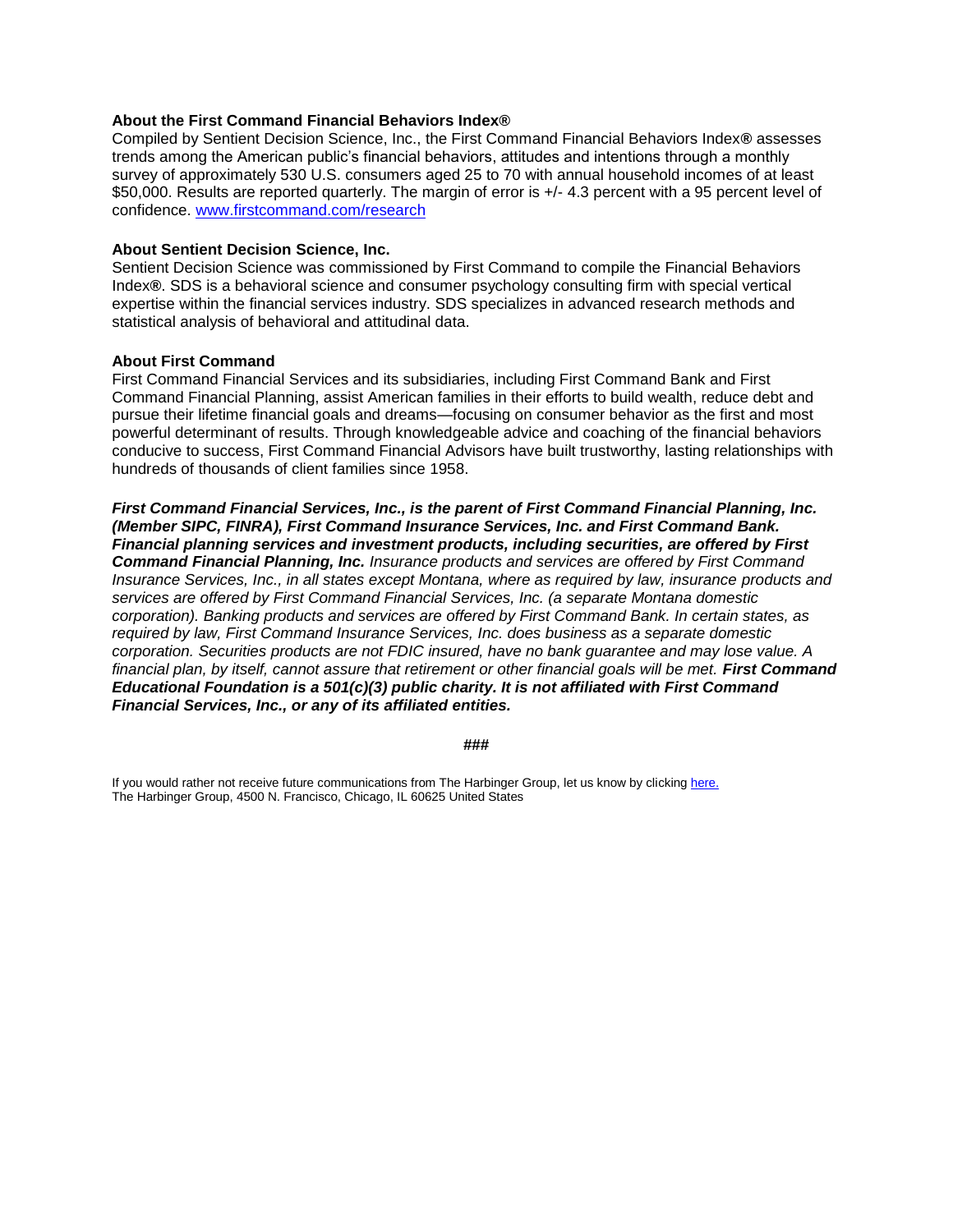**About the First Command Financial Behaviors Index®**
Compiled by Sentient Decision Science, Inc., the First Command Financial Behaviors Index® assesses trends among the American public's financial behaviors, attitudes and intentions through a monthly survey of approximately 530 U.S. consumers aged 25 to 70 with annual household incomes of at least $50,000. Results are reported quarterly. The margin of error is +/- 4.3 percent with a 95 percent level of confidence. www.firstcommand.com/research

**About Sentient Decision Science, Inc.**
Sentient Decision Science was commissioned by First Command to compile the Financial Behaviors Index®. SDS is a behavioral science and consumer psychology consulting firm with special vertical expertise within the financial services industry. SDS specializes in advanced research methods and statistical analysis of behavioral and attitudinal data.

**About First Command**
First Command Financial Services and its subsidiaries, including First Command Bank and First Command Financial Planning, assist American families in their efforts to build wealth, reduce debt and pursue their lifetime financial goals and dreams—focusing on consumer behavior as the first and most powerful determinant of results. Through knowledgeable advice and coaching of the financial behaviors conducive to success, First Command Financial Advisors have built trustworthy, lasting relationships with hundreds of thousands of client families since 1958.

***First Command Financial Services, Inc., is the parent of First Command Financial Planning, Inc. (Member SIPC, FINRA), First Command Insurance Services, Inc. and First Command Bank. Financial planning services and investment products, including securities, are offered by First Command Financial Planning, Inc.*** *Insurance products and services are offered by First Command Insurance Services, Inc., in all states except Montana, where as required by law, insurance products and services are offered by First Command Financial Services, Inc. (a separate Montana domestic corporation). Banking products and services are offered by First Command Bank. In certain states, as required by law, First Command Insurance Services, Inc. does business as a separate domestic corporation. Securities products are not FDIC insured, have no bank guarantee and may lose value. A financial plan, by itself, cannot assure that retirement or other financial goals will be met.* ***First Command Educational Foundation is a 501(c)(3) public charity. It is not affiliated with First Command Financial Services, Inc., or any of its affiliated entities.***

###

If you would rather not receive future communications from The Harbinger Group, let us know by clicking here.
The Harbinger Group, 4500 N. Francisco, Chicago, IL 60625 United States